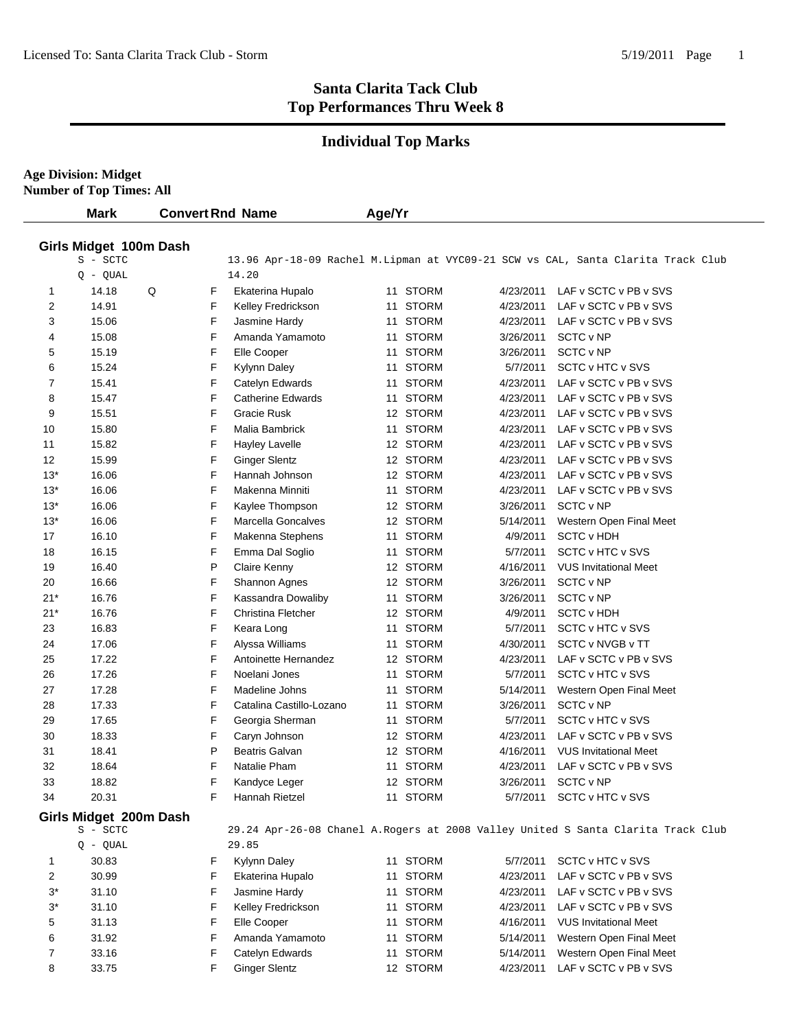# Santa Clarita Tack Club
# Top Performances Thru Week 8

## Individual Top Marks

**Age Division: Midget**
**Number of Top Times: All**

### Girls Midget 100m Dash

S - SCTC 13.96 Apr-18-09 Rachel M.Lipman at VYC09-21 SCW vs CAL, Santa Clarita Track Club

Q - QUAL 14.20

| | Mark | Convert | Rnd | Name | Age/Yr | Team | Date | Meet |
|---|---|---|---|---|---|---|---|---|
| 1 | 14.18 | Q | F | Ekaterina Hupalo | 11 | STORM | 4/23/2011 | LAF v SCTC v PB v SVS |
| 2 | 14.91 | | F | Kelley Fredrickson | 11 | STORM | 4/23/2011 | LAF v SCTC v PB v SVS |
| 3 | 15.06 | | F | Jasmine Hardy | 11 | STORM | 4/23/2011 | LAF v SCTC v PB v SVS |
| 4 | 15.08 | | F | Amanda Yamamoto | 11 | STORM | 3/26/2011 | SCTC v NP |
| 5 | 15.19 | | F | Elle Cooper | 11 | STORM | 3/26/2011 | SCTC v NP |
| 6 | 15.24 | | F | Kylynn Daley | 11 | STORM | 5/7/2011 | SCTC v HTC v SVS |
| 7 | 15.41 | | F | Catelyn Edwards | 11 | STORM | 4/23/2011 | LAF v SCTC v PB v SVS |
| 8 | 15.47 | | F | Catherine Edwards | 11 | STORM | 4/23/2011 | LAF v SCTC v PB v SVS |
| 9 | 15.51 | | F | Gracie Rusk | 12 | STORM | 4/23/2011 | LAF v SCTC v PB v SVS |
| 10 | 15.80 | | F | Malia Bambrick | 11 | STORM | 4/23/2011 | LAF v SCTC v PB v SVS |
| 11 | 15.82 | | F | Hayley Lavelle | 12 | STORM | 4/23/2011 | LAF v SCTC v PB v SVS |
| 12 | 15.99 | | F | Ginger Slentz | 12 | STORM | 4/23/2011 | LAF v SCTC v PB v SVS |
| 13* | 16.06 | | F | Hannah Johnson | 12 | STORM | 4/23/2011 | LAF v SCTC v PB v SVS |
| 13* | 16.06 | | F | Makenna Minniti | 11 | STORM | 4/23/2011 | LAF v SCTC v PB v SVS |
| 13* | 16.06 | | F | Kaylee Thompson | 12 | STORM | 3/26/2011 | SCTC v NP |
| 13* | 16.06 | | F | Marcella Goncalves | 12 | STORM | 5/14/2011 | Western Open Final Meet |
| 17 | 16.10 | | F | Makenna Stephens | 11 | STORM | 4/9/2011 | SCTC v HDH |
| 18 | 16.15 | | F | Emma Dal Soglio | 11 | STORM | 5/7/2011 | SCTC v HTC v SVS |
| 19 | 16.40 | | P | Claire Kenny | 12 | STORM | 4/16/2011 | VUS Invitational Meet |
| 20 | 16.66 | | F | Shannon Agnes | 12 | STORM | 3/26/2011 | SCTC v NP |
| 21* | 16.76 | | F | Kassandra Dowaliby | 11 | STORM | 3/26/2011 | SCTC v NP |
| 21* | 16.76 | | F | Christina Fletcher | 12 | STORM | 4/9/2011 | SCTC v HDH |
| 23 | 16.83 | | F | Keara Long | 11 | STORM | 5/7/2011 | SCTC v HTC v SVS |
| 24 | 17.06 | | F | Alyssa Williams | 11 | STORM | 4/30/2011 | SCTC v NVGB v TT |
| 25 | 17.22 | | F | Antoinette Hernandez | 12 | STORM | 4/23/2011 | LAF v SCTC v PB v SVS |
| 26 | 17.26 | | F | Noelani Jones | 11 | STORM | 5/7/2011 | SCTC v HTC v SVS |
| 27 | 17.28 | | F | Madeline Johns | 11 | STORM | 5/14/2011 | Western Open Final Meet |
| 28 | 17.33 | | F | Catalina Castillo-Lozano | 11 | STORM | 3/26/2011 | SCTC v NP |
| 29 | 17.65 | | F | Georgia Sherman | 11 | STORM | 5/7/2011 | SCTC v HTC v SVS |
| 30 | 18.33 | | F | Caryn Johnson | 12 | STORM | 4/23/2011 | LAF v SCTC v PB v SVS |
| 31 | 18.41 | | P | Beatris Galvan | 12 | STORM | 4/16/2011 | VUS Invitational Meet |
| 32 | 18.64 | | F | Natalie Pham | 11 | STORM | 4/23/2011 | LAF v SCTC v PB v SVS |
| 33 | 18.82 | | F | Kandyce Leger | 12 | STORM | 3/26/2011 | SCTC v NP |
| 34 | 20.31 | | F | Hannah Rietzel | 11 | STORM | 5/7/2011 | SCTC v HTC v SVS |

### Girls Midget 200m Dash

S - SCTC 29.24 Apr-26-08 Chanel A.Rogers at 2008 Valley United S Santa Clarita Track Club

Q - QUAL 29.85

| | Mark | Convert | Rnd | Name | Age/Yr | Team | Date | Meet |
|---|---|---|---|---|---|---|---|---|
| 1 | 30.83 | | F | Kylynn Daley | 11 | STORM | 5/7/2011 | SCTC v HTC v SVS |
| 2 | 30.99 | | F | Ekaterina Hupalo | 11 | STORM | 4/23/2011 | LAF v SCTC v PB v SVS |
| 3* | 31.10 | | F | Jasmine Hardy | 11 | STORM | 4/23/2011 | LAF v SCTC v PB v SVS |
| 3* | 31.10 | | F | Kelley Fredrickson | 11 | STORM | 4/23/2011 | LAF v SCTC v PB v SVS |
| 5 | 31.13 | | F | Elle Cooper | 11 | STORM | 4/16/2011 | VUS Invitational Meet |
| 6 | 31.92 | | F | Amanda Yamamoto | 11 | STORM | 5/14/2011 | Western Open Final Meet |
| 7 | 33.16 | | F | Catelyn Edwards | 11 | STORM | 5/14/2011 | Western Open Final Meet |
| 8 | 33.75 | | F | Ginger Slentz | 12 | STORM | 4/23/2011 | LAF v SCTC v PB v SVS |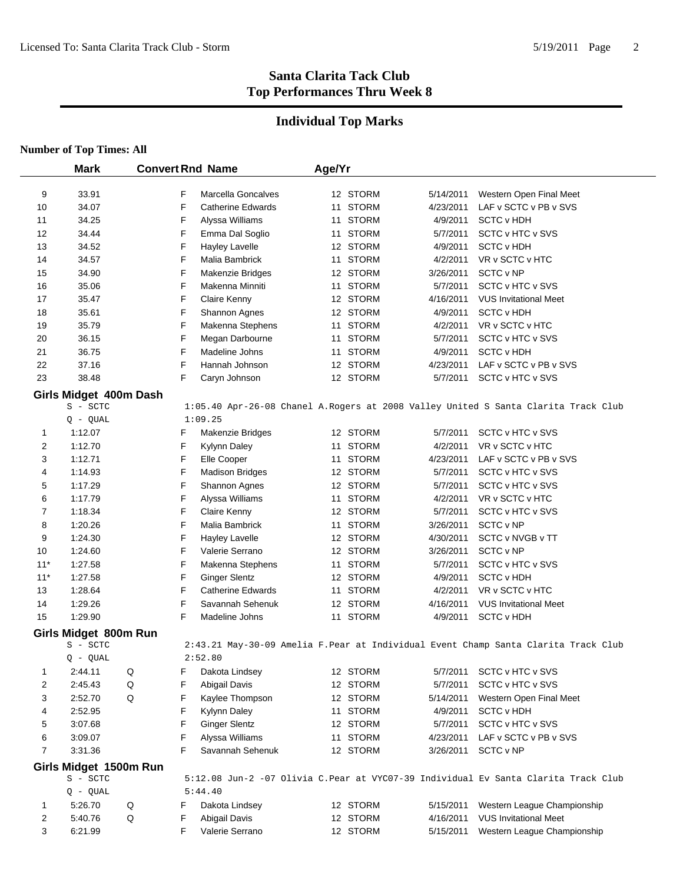# Santa Clarita Tack Club
# Top Performances Thru Week 8

## Individual Top Marks

**Number of Top Times: All**

| | Mark | Convert | Rnd | Name | Age/Yr | | Date | Meet |
|---|---|---|---|---|---|---|---|---|
| 9 | 33.91 | | F | Marcella Goncalves | 12 | STORM | 5/14/2011 | Western Open Final Meet |
| 10 | 34.07 | | F | Catherine Edwards | 11 | STORM | 4/23/2011 | LAF v SCTC v PB v SVS |
| 11 | 34.25 | | F | Alyssa Williams | 11 | STORM | 4/9/2011 | SCTC v HDH |
| 12 | 34.44 | | F | Emma Dal Soglio | 11 | STORM | 5/7/2011 | SCTC v HTC v SVS |
| 13 | 34.52 | | F | Hayley Lavelle | 12 | STORM | 4/9/2011 | SCTC v HDH |
| 14 | 34.57 | | F | Malia Bambrick | 11 | STORM | 4/2/2011 | VR v SCTC v HTC |
| 15 | 34.90 | | F | Makenzie Bridges | 12 | STORM | 3/26/2011 | SCTC v NP |
| 16 | 35.06 | | F | Makenna Minniti | 11 | STORM | 5/7/2011 | SCTC v HTC v SVS |
| 17 | 35.47 | | F | Claire Kenny | 12 | STORM | 4/16/2011 | VUS Invitational Meet |
| 18 | 35.61 | | F | Shannon Agnes | 12 | STORM | 4/9/2011 | SCTC v HDH |
| 19 | 35.79 | | F | Makenna Stephens | 11 | STORM | 4/2/2011 | VR v SCTC v HTC |
| 20 | 36.15 | | F | Megan Darbourne | 11 | STORM | 5/7/2011 | SCTC v HTC v SVS |
| 21 | 36.75 | | F | Madeline Johns | 11 | STORM | 4/9/2011 | SCTC v HDH |
| 22 | 37.16 | | F | Hannah Johnson | 12 | STORM | 4/23/2011 | LAF v SCTC v PB v SVS |
| 23 | 38.48 | | F | Caryn Johnson | 12 | STORM | 5/7/2011 | SCTC v HTC v SVS |

### Girls Midget 400m Dash

S - SCTC 1:05.40 Apr-26-08 Chanel A.Rogers at 2008 Valley United S Santa Clarita Track Club
Q - QUAL 1:09.25

| | Mark | Convert | Rnd | Name | Age/Yr | | Date | Meet |
|---|---|---|---|---|---|---|---|---|
| 1 | 1:12.07 | | F | Makenzie Bridges | 12 | STORM | 5/7/2011 | SCTC v HTC v SVS |
| 2 | 1:12.70 | | F | Kylynn Daley | 11 | STORM | 4/2/2011 | VR v SCTC v HTC |
| 3 | 1:12.71 | | F | Elle Cooper | 11 | STORM | 4/23/2011 | LAF v SCTC v PB v SVS |
| 4 | 1:14.93 | | F | Madison Bridges | 12 | STORM | 5/7/2011 | SCTC v HTC v SVS |
| 5 | 1:17.29 | | F | Shannon Agnes | 12 | STORM | 5/7/2011 | SCTC v HTC v SVS |
| 6 | 1:17.79 | | F | Alyssa Williams | 11 | STORM | 4/2/2011 | VR v SCTC v HTC |
| 7 | 1:18.34 | | F | Claire Kenny | 12 | STORM | 5/7/2011 | SCTC v HTC v SVS |
| 8 | 1:20.26 | | F | Malia Bambrick | 11 | STORM | 3/26/2011 | SCTC v NP |
| 9 | 1:24.30 | | F | Hayley Lavelle | 12 | STORM | 4/30/2011 | SCTC v NVGB v TT |
| 10 | 1:24.60 | | F | Valerie Serrano | 12 | STORM | 3/26/2011 | SCTC v NP |
| 11* | 1:27.58 | | F | Makenna Stephens | 11 | STORM | 5/7/2011 | SCTC v HTC v SVS |
| 11* | 1:27.58 | | F | Ginger Slentz | 12 | STORM | 4/9/2011 | SCTC v HDH |
| 13 | 1:28.64 | | F | Catherine Edwards | 11 | STORM | 4/2/2011 | VR v SCTC v HTC |
| 14 | 1:29.26 | | F | Savannah Sehenuk | 12 | STORM | 4/16/2011 | VUS Invitational Meet |
| 15 | 1:29.90 | | F | Madeline Johns | 11 | STORM | 4/9/2011 | SCTC v HDH |

### Girls Midget 800m Run

S - SCTC 2:43.21 May-30-09 Amelia F.Pear at Individual Event Champ Santa Clarita Track Club
Q - QUAL 2:52.80

| | Mark | Convert | Rnd | Name | Age/Yr | | Date | Meet |
|---|---|---|---|---|---|---|---|---|
| 1 | 2:44.11 | Q | F | Dakota Lindsey | 12 | STORM | 5/7/2011 | SCTC v HTC v SVS |
| 2 | 2:45.43 | Q | F | Abigail Davis | 12 | STORM | 5/7/2011 | SCTC v HTC v SVS |
| 3 | 2:52.70 | Q | F | Kaylee Thompson | 12 | STORM | 5/14/2011 | Western Open Final Meet |
| 4 | 2:52.95 | | F | Kylynn Daley | 11 | STORM | 4/9/2011 | SCTC v HDH |
| 5 | 3:07.68 | | F | Ginger Slentz | 12 | STORM | 5/7/2011 | SCTC v HTC v SVS |
| 6 | 3:09.07 | | F | Alyssa Williams | 11 | STORM | 4/23/2011 | LAF v SCTC v PB v SVS |
| 7 | 3:31.36 | | F | Savannah Sehenuk | 12 | STORM | 3/26/2011 | SCTC v NP |

### Girls Midget 1500m Run

S - SCTC 5:12.08 Jun-2 -07 Olivia C.Pear at VYC07-39 Individual Ev Santa Clarita Track Club
Q - QUAL 5:44.40

| | Mark | Convert | Rnd | Name | Age/Yr | | Date | Meet |
|---|---|---|---|---|---|---|---|---|
| 1 | 5:26.70 | Q | F | Dakota Lindsey | 12 | STORM | 5/15/2011 | Western League Championship |
| 2 | 5:40.76 | Q | F | Abigail Davis | 12 | STORM | 4/16/2011 | VUS Invitational Meet |
| 3 | 6:21.99 | | F | Valerie Serrano | 12 | STORM | 5/15/2011 | Western League Championship |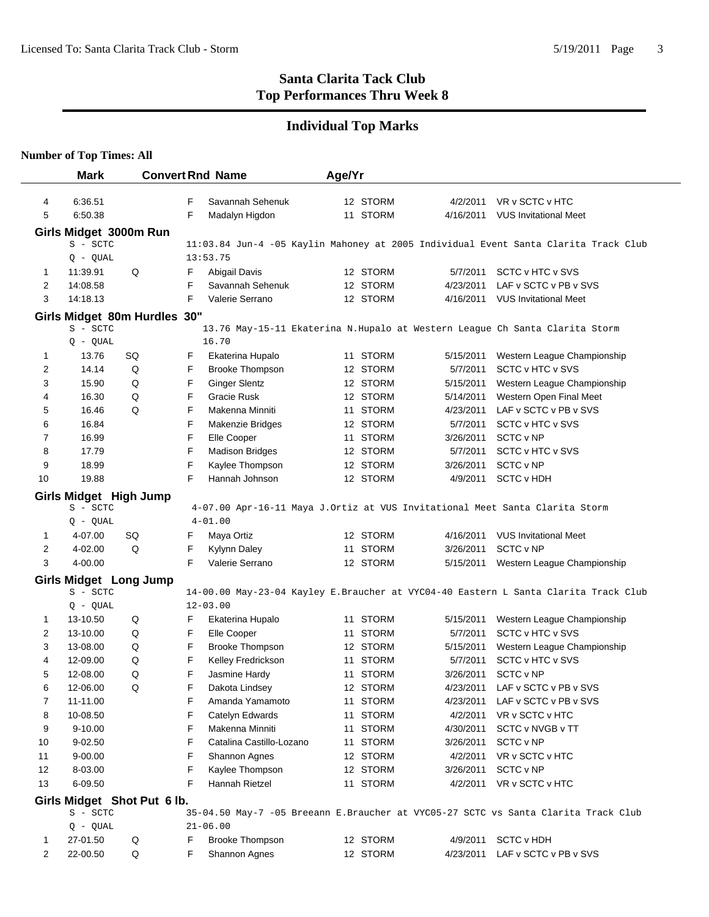# Santa Clarita Tack Club
# Top Performances Thru Week 8

## Individual Top Marks

**Number of Top Times: All**

| | Mark | Convert | Rnd | Name | Age/Yr | | Date | Meet |
|---|---|---|---|---|---|---|---|---|
| 4 | 6:36.51 | | F | Savannah Sehenuk | 12 | STORM | 4/2/2011 | VR v SCTC v HTC |
| 5 | 6:50.38 | | F | Madalyn Higdon | 11 | STORM | 4/16/2011 | VUS Invitational Meet |

**Girls Midget 3000m Run**

S - SCTC 11:03.84 Jun-4 -05 Kaylin Mahoney at 2005 Individual Event Santa Clarita Track Club
Q - QUAL 13:53.75

| | Mark | Convert | Rnd | Name | Age/Yr | | Date | Meet |
|---|---|---|---|---|---|---|---|---|
| 1 | 11:39.91 | Q | F | Abigail Davis | 12 | STORM | 5/7/2011 | SCTC v HTC v SVS |
| 2 | 14:08.58 | | F | Savannah Sehenuk | 12 | STORM | 4/23/2011 | LAF v SCTC v PB v SVS |
| 3 | 14:18.13 | | F | Valerie Serrano | 12 | STORM | 4/16/2011 | VUS Invitational Meet |

**Girls Midget 80m Hurdles 30"**

S - SCTC 13.76 May-15-11 Ekaterina N.Hupalo at Western League Ch Santa Clarita Storm
Q - QUAL 16.70

| | Mark | Convert | Rnd | Name | Age/Yr | | Date | Meet |
|---|---|---|---|---|---|---|---|---|
| 1 | 13.76 | SQ | F | Ekaterina Hupalo | 11 | STORM | 5/15/2011 | Western League Championship |
| 2 | 14.14 | Q | F | Brooke Thompson | 12 | STORM | 5/7/2011 | SCTC v HTC v SVS |
| 3 | 15.90 | Q | F | Ginger Slentz | 12 | STORM | 5/15/2011 | Western League Championship |
| 4 | 16.30 | Q | F | Gracie Rusk | 12 | STORM | 5/14/2011 | Western Open Final Meet |
| 5 | 16.46 | Q | F | Makenna Minniti | 11 | STORM | 4/23/2011 | LAF v SCTC v PB v SVS |
| 6 | 16.84 | | F | Makenzie Bridges | 12 | STORM | 5/7/2011 | SCTC v HTC v SVS |
| 7 | 16.99 | | F | Elle Cooper | 11 | STORM | 3/26/2011 | SCTC v NP |
| 8 | 17.79 | | F | Madison Bridges | 12 | STORM | 5/7/2011 | SCTC v HTC v SVS |
| 9 | 18.99 | | F | Kaylee Thompson | 12 | STORM | 3/26/2011 | SCTC v NP |
| 10 | 19.88 | | F | Hannah Johnson | 12 | STORM | 4/9/2011 | SCTC v HDH |

**Girls Midget High Jump**

S - SCTC 4-07.00 Apr-16-11 Maya J.Ortiz at VUS Invitational Meet Santa Clarita Storm
Q - QUAL 4-01.00

| | Mark | Convert | Rnd | Name | Age/Yr | | Date | Meet |
|---|---|---|---|---|---|---|---|---|
| 1 | 4-07.00 | SQ | F | Maya Ortiz | 12 | STORM | 4/16/2011 | VUS Invitational Meet |
| 2 | 4-02.00 | Q | F | Kylynn Daley | 11 | STORM | 3/26/2011 | SCTC v NP |
| 3 | 4-00.00 | | F | Valerie Serrano | 12 | STORM | 5/15/2011 | Western League Championship |

**Girls Midget Long Jump**

S - SCTC 14-00.00 May-23-04 Kayley E.Braucher at VYC04-40 Eastern L Santa Clarita Track Club
Q - QUAL 12-03.00

| | Mark | Convert | Rnd | Name | Age/Yr | | Date | Meet |
|---|---|---|---|---|---|---|---|---|
| 1 | 13-10.50 | Q | F | Ekaterina Hupalo | 11 | STORM | 5/15/2011 | Western League Championship |
| 2 | 13-10.00 | Q | F | Elle Cooper | 11 | STORM | 5/7/2011 | SCTC v HTC v SVS |
| 3 | 13-08.00 | Q | F | Brooke Thompson | 12 | STORM | 5/15/2011 | Western League Championship |
| 4 | 12-09.00 | Q | F | Kelley Fredrickson | 11 | STORM | 5/7/2011 | SCTC v HTC v SVS |
| 5 | 12-08.00 | Q | F | Jasmine Hardy | 11 | STORM | 3/26/2011 | SCTC v NP |
| 6 | 12-06.00 | Q | F | Dakota Lindsey | 12 | STORM | 4/23/2011 | LAF v SCTC v PB v SVS |
| 7 | 11-11.00 | | F | Amanda Yamamoto | 11 | STORM | 4/23/2011 | LAF v SCTC v PB v SVS |
| 8 | 10-08.50 | | F | Catelyn Edwards | 11 | STORM | 4/2/2011 | VR v SCTC v HTC |
| 9 | 9-10.00 | | F | Makenna Minniti | 11 | STORM | 4/30/2011 | SCTC v NVGB v TT |
| 10 | 9-02.50 | | F | Catalina Castillo-Lozano | 11 | STORM | 3/26/2011 | SCTC v NP |
| 11 | 9-00.00 | | F | Shannon Agnes | 12 | STORM | 4/2/2011 | VR v SCTC v HTC |
| 12 | 8-03.00 | | F | Kaylee Thompson | 12 | STORM | 3/26/2011 | SCTC v NP |
| 13 | 6-09.50 | | F | Hannah Rietzel | 11 | STORM | 4/2/2011 | VR v SCTC v HTC |

**Girls Midget Shot Put 6 lb.**

S - SCTC 35-04.50 May-7 -05 Breeann E.Braucher at VYC05-27 SCTC vs Santa Clarita Track Club
Q - QUAL 21-06.00

| | Mark | Convert | Rnd | Name | Age/Yr | | Date | Meet |
|---|---|---|---|---|---|---|---|---|
| 1 | 27-01.50 | Q | F | Brooke Thompson | 12 | STORM | 4/9/2011 | SCTC v HDH |
| 2 | 22-00.50 | Q | F | Shannon Agnes | 12 | STORM | 4/23/2011 | LAF v SCTC v PB v SVS |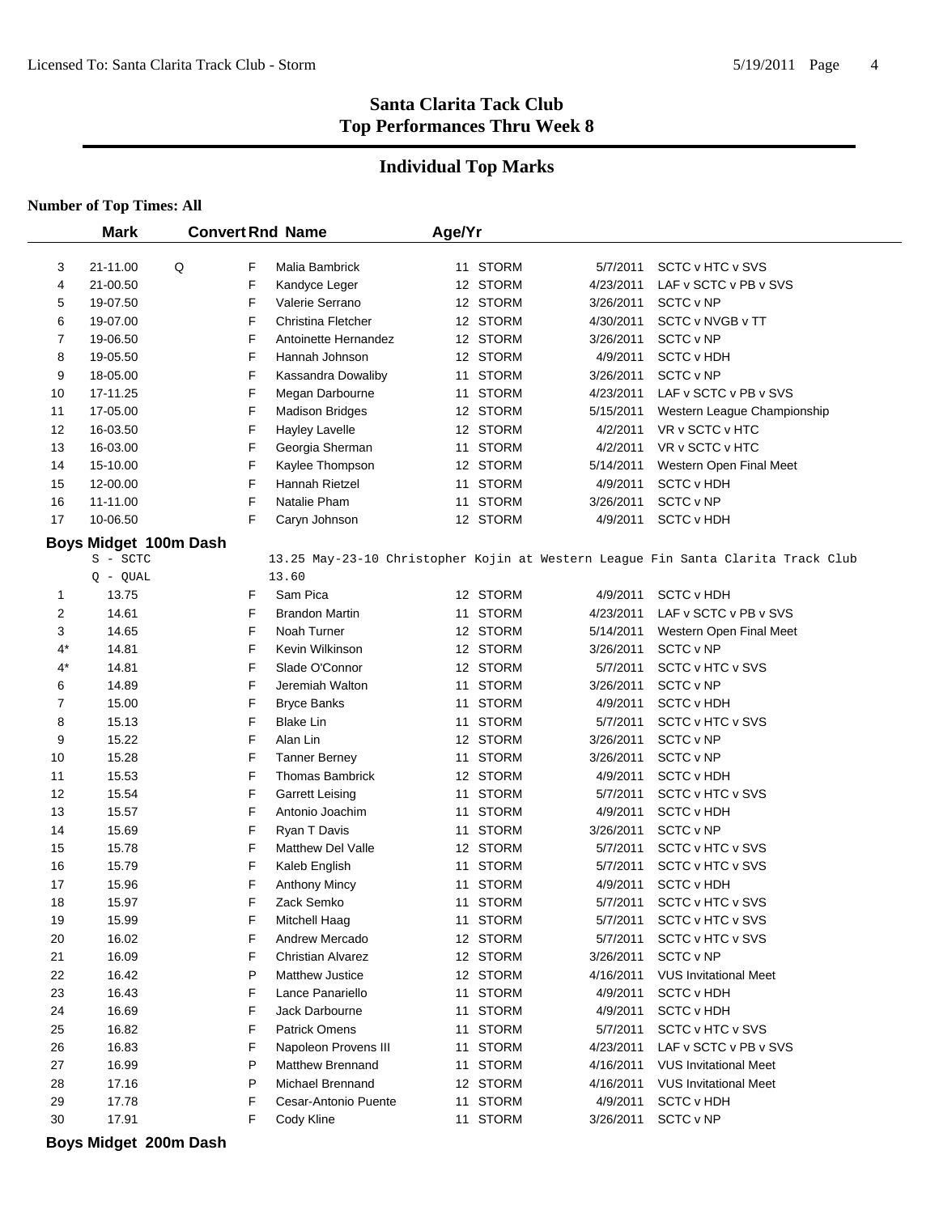## Santa Clarita Tack Club
## Top Performances Thru Week 8

### Individual Top Marks

**Number of Top Times: All**

| | Mark | Convert | Rnd | Name | Age/Yr | | | |
|---|---|---|---|---|---|---|---|---|
| 3 | 21-11.00 | Q | F | Malia Bambrick | 11 | STORM | 5/7/2011 | SCTC v HTC v SVS |
| 4 | 21-00.50 | | F | Kandyce Leger | 12 | STORM | 4/23/2011 | LAF v SCTC v PB v SVS |
| 5 | 19-07.50 | | F | Valerie Serrano | 12 | STORM | 3/26/2011 | SCTC v NP |
| 6 | 19-07.00 | | F | Christina Fletcher | 12 | STORM | 4/30/2011 | SCTC v NVGB v TT |
| 7 | 19-06.50 | | F | Antoinette Hernandez | 12 | STORM | 3/26/2011 | SCTC v NP |
| 8 | 19-05.50 | | F | Hannah Johnson | 12 | STORM | 4/9/2011 | SCTC v HDH |
| 9 | 18-05.00 | | F | Kassandra Dowaliby | 11 | STORM | 3/26/2011 | SCTC v NP |
| 10 | 17-11.25 | | F | Megan Darbourne | 11 | STORM | 4/23/2011 | LAF v SCTC v PB v SVS |
| 11 | 17-05.00 | | F | Madison Bridges | 12 | STORM | 5/15/2011 | Western League Championship |
| 12 | 16-03.50 | | F | Hayley Lavelle | 12 | STORM | 4/2/2011 | VR v SCTC v HTC |
| 13 | 16-03.00 | | F | Georgia Sherman | 11 | STORM | 4/2/2011 | VR v SCTC v HTC |
| 14 | 15-10.00 | | F | Kaylee Thompson | 12 | STORM | 5/14/2011 | Western Open Final Meet |
| 15 | 12-00.00 | | F | Hannah Rietzel | 11 | STORM | 4/9/2011 | SCTC v HDH |
| 16 | 11-11.00 | | F | Natalie Pham | 11 | STORM | 3/26/2011 | SCTC v NP |
| 17 | 10-06.50 | | F | Caryn Johnson | 12 | STORM | 4/9/2011 | SCTC v HDH |

**Boys Midget 100m Dash**

S - SCTC: 13.25 May-23-10 Christopher Kojin at Western League Fin Santa Clarita Track Club

Q - QUAL: 13.60

| | Mark | Convert | Rnd | Name | Age/Yr | | | |
|---|---|---|---|---|---|---|---|---|
| 1 | 13.75 | | F | Sam Pica | 12 | STORM | 4/9/2011 | SCTC v HDH |
| 2 | 14.61 | | F | Brandon Martin | 11 | STORM | 4/23/2011 | LAF v SCTC v PB v SVS |
| 3 | 14.65 | | F | Noah Turner | 12 | STORM | 5/14/2011 | Western Open Final Meet |
| 4* | 14.81 | | F | Kevin Wilkinson | 12 | STORM | 3/26/2011 | SCTC v NP |
| 4* | 14.81 | | F | Slade O'Connor | 12 | STORM | 5/7/2011 | SCTC v HTC v SVS |
| 6 | 14.89 | | F | Jeremiah Walton | 11 | STORM | 3/26/2011 | SCTC v NP |
| 7 | 15.00 | | F | Bryce Banks | 11 | STORM | 4/9/2011 | SCTC v HDH |
| 8 | 15.13 | | F | Blake Lin | 11 | STORM | 5/7/2011 | SCTC v HTC v SVS |
| 9 | 15.22 | | F | Alan Lin | 12 | STORM | 3/26/2011 | SCTC v NP |
| 10 | 15.28 | | F | Tanner Berney | 11 | STORM | 3/26/2011 | SCTC v NP |
| 11 | 15.53 | | F | Thomas Bambrick | 12 | STORM | 4/9/2011 | SCTC v HDH |
| 12 | 15.54 | | F | Garrett Leising | 11 | STORM | 5/7/2011 | SCTC v HTC v SVS |
| 13 | 15.57 | | F | Antonio Joachim | 11 | STORM | 4/9/2011 | SCTC v HDH |
| 14 | 15.69 | | F | Ryan T Davis | 11 | STORM | 3/26/2011 | SCTC v NP |
| 15 | 15.78 | | F | Matthew Del Valle | 12 | STORM | 5/7/2011 | SCTC v HTC v SVS |
| 16 | 15.79 | | F | Kaleb English | 11 | STORM | 5/7/2011 | SCTC v HTC v SVS |
| 17 | 15.96 | | F | Anthony Mincy | 11 | STORM | 4/9/2011 | SCTC v HDH |
| 18 | 15.97 | | F | Zack Semko | 11 | STORM | 5/7/2011 | SCTC v HTC v SVS |
| 19 | 15.99 | | F | Mitchell Haag | 11 | STORM | 5/7/2011 | SCTC v HTC v SVS |
| 20 | 16.02 | | F | Andrew Mercado | 12 | STORM | 5/7/2011 | SCTC v HTC v SVS |
| 21 | 16.09 | | F | Christian Alvarez | 12 | STORM | 3/26/2011 | SCTC v NP |
| 22 | 16.42 | | P | Matthew Justice | 12 | STORM | 4/16/2011 | VUS Invitational Meet |
| 23 | 16.43 | | F | Lance Panariello | 11 | STORM | 4/9/2011 | SCTC v HDH |
| 24 | 16.69 | | F | Jack Darbourne | 11 | STORM | 4/9/2011 | SCTC v HDH |
| 25 | 16.82 | | F | Patrick Omens | 11 | STORM | 5/7/2011 | SCTC v HTC v SVS |
| 26 | 16.83 | | F | Napoleon Provens III | 11 | STORM | 4/23/2011 | LAF v SCTC v PB v SVS |
| 27 | 16.99 | | P | Matthew Brennand | 11 | STORM | 4/16/2011 | VUS Invitational Meet |
| 28 | 17.16 | | P | Michael Brennand | 12 | STORM | 4/16/2011 | VUS Invitational Meet |
| 29 | 17.78 | | F | Cesar-Antonio Puente | 11 | STORM | 4/9/2011 | SCTC v HDH |
| 30 | 17.91 | | F | Cody Kline | 11 | STORM | 3/26/2011 | SCTC v NP |

**Boys Midget 200m Dash**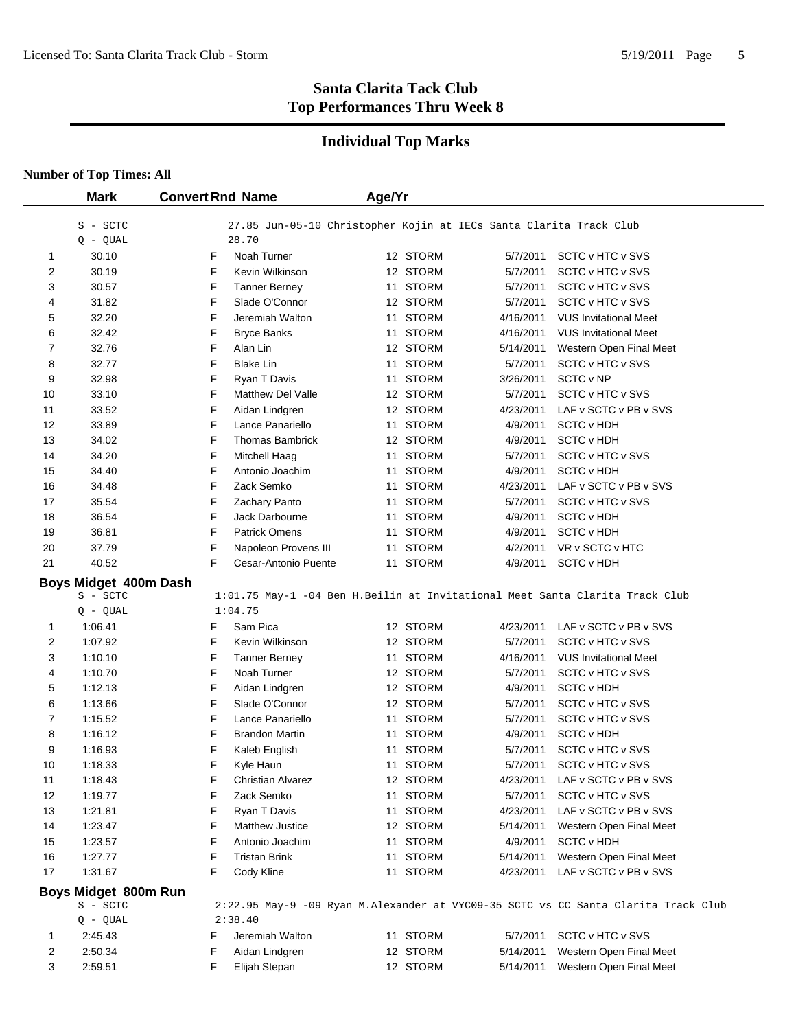# Santa Clarita Tack Club
## Top Performances Thru Week 8

## Individual Top Marks

**Number of Top Times: All**

| | Mark | Convert Rnd | Name | Age/Yr | | | |
|---|---|---|---|---|---|---|---|
| | S - SCTC | | 27.85 Jun-05-10 Christopher Kojin at IECs Santa Clarita Track Club | | | | |
| | Q - QUAL | | 28.70 | | | | |
| 1 | 30.10 | F | Noah Turner | 12 | STORM | 5/7/2011 | SCTC v HTC v SVS |
| 2 | 30.19 | F | Kevin Wilkinson | 12 | STORM | 5/7/2011 | SCTC v HTC v SVS |
| 3 | 30.57 | F | Tanner Berney | 11 | STORM | 5/7/2011 | SCTC v HTC v SVS |
| 4 | 31.82 | F | Slade O'Connor | 12 | STORM | 5/7/2011 | SCTC v HTC v SVS |
| 5 | 32.20 | F | Jeremiah Walton | 11 | STORM | 4/16/2011 | VUS Invitational Meet |
| 6 | 32.42 | F | Bryce Banks | 11 | STORM | 4/16/2011 | VUS Invitational Meet |
| 7 | 32.76 | F | Alan Lin | 12 | STORM | 5/14/2011 | Western Open Final Meet |
| 8 | 32.77 | F | Blake Lin | 11 | STORM | 5/7/2011 | SCTC v HTC v SVS |
| 9 | 32.98 | F | Ryan T Davis | 11 | STORM | 3/26/2011 | SCTC v NP |
| 10 | 33.10 | F | Matthew Del Valle | 12 | STORM | 5/7/2011 | SCTC v HTC v SVS |
| 11 | 33.52 | F | Aidan Lindgren | 12 | STORM | 4/23/2011 | LAF v SCTC v PB v SVS |
| 12 | 33.89 | F | Lance Panariello | 11 | STORM | 4/9/2011 | SCTC v HDH |
| 13 | 34.02 | F | Thomas Bambrick | 12 | STORM | 4/9/2011 | SCTC v HDH |
| 14 | 34.20 | F | Mitchell Haag | 11 | STORM | 5/7/2011 | SCTC v HTC v SVS |
| 15 | 34.40 | F | Antonio Joachim | 11 | STORM | 4/9/2011 | SCTC v HDH |
| 16 | 34.48 | F | Zack Semko | 11 | STORM | 4/23/2011 | LAF v SCTC v PB v SVS |
| 17 | 35.54 | F | Zachary Panto | 11 | STORM | 5/7/2011 | SCTC v HTC v SVS |
| 18 | 36.54 | F | Jack Darbourne | 11 | STORM | 4/9/2011 | SCTC v HDH |
| 19 | 36.81 | F | Patrick Omens | 11 | STORM | 4/9/2011 | SCTC v HDH |
| 20 | 37.79 | F | Napoleon Provens III | 11 | STORM | 4/2/2011 | VR v SCTC v HTC |
| 21 | 40.52 | F | Cesar-Antonio Puente | 11 | STORM | 4/9/2011 | SCTC v HDH |

### Boys Midget 400m Dash

| | Mark | Convert Rnd | Name | Age/Yr | | | |
|---|---|---|---|---|---|---|---|
| | S - SCTC | | 1:01.75 May-1 -04 Ben H.Beilin at Invitational Meet Santa Clarita Track Club | | | | |
| | Q - QUAL | | 1:04.75 | | | | |
| 1 | 1:06.41 | F | Sam Pica | 12 | STORM | 4/23/2011 | LAF v SCTC v PB v SVS |
| 2 | 1:07.92 | F | Kevin Wilkinson | 12 | STORM | 5/7/2011 | SCTC v HTC v SVS |
| 3 | 1:10.10 | F | Tanner Berney | 11 | STORM | 4/16/2011 | VUS Invitational Meet |
| 4 | 1:10.70 | F | Noah Turner | 12 | STORM | 5/7/2011 | SCTC v HTC v SVS |
| 5 | 1:12.13 | F | Aidan Lindgren | 12 | STORM | 4/9/2011 | SCTC v HDH |
| 6 | 1:13.66 | F | Slade O'Connor | 12 | STORM | 5/7/2011 | SCTC v HTC v SVS |
| 7 | 1:15.52 | F | Lance Panariello | 11 | STORM | 5/7/2011 | SCTC v HTC v SVS |
| 8 | 1:16.12 | F | Brandon Martin | 11 | STORM | 4/9/2011 | SCTC v HDH |
| 9 | 1:16.93 | F | Kaleb English | 11 | STORM | 5/7/2011 | SCTC v HTC v SVS |
| 10 | 1:18.33 | F | Kyle Haun | 11 | STORM | 5/7/2011 | SCTC v HTC v SVS |
| 11 | 1:18.43 | F | Christian Alvarez | 12 | STORM | 4/23/2011 | LAF v SCTC v PB v SVS |
| 12 | 1:19.77 | F | Zack Semko | 11 | STORM | 5/7/2011 | SCTC v HTC v SVS |
| 13 | 1:21.81 | F | Ryan T Davis | 11 | STORM | 4/23/2011 | LAF v SCTC v PB v SVS |
| 14 | 1:23.47 | F | Matthew Justice | 12 | STORM | 5/14/2011 | Western Open Final Meet |
| 15 | 1:23.57 | F | Antonio Joachim | 11 | STORM | 4/9/2011 | SCTC v HDH |
| 16 | 1:27.77 | F | Tristan Brink | 11 | STORM | 5/14/2011 | Western Open Final Meet |
| 17 | 1:31.67 | F | Cody Kline | 11 | STORM | 4/23/2011 | LAF v SCTC v PB v SVS |

### Boys Midget 800m Run

| | Mark | Convert Rnd | Name | Age/Yr | | | |
|---|---|---|---|---|---|---|---|
| | S - SCTC | | 2:22.95 May-9 -09 Ryan M.Alexander at VYC09-35 SCTC vs CC Santa Clarita Track Club | | | | |
| | Q - QUAL | | 2:38.40 | | | | |
| 1 | 2:45.43 | F | Jeremiah Walton | 11 | STORM | 5/7/2011 | SCTC v HTC v SVS |
| 2 | 2:50.34 | F | Aidan Lindgren | 12 | STORM | 5/14/2011 | Western Open Final Meet |
| 3 | 2:59.51 | F | Elijah Stepan | 12 | STORM | 5/14/2011 | Western Open Final Meet |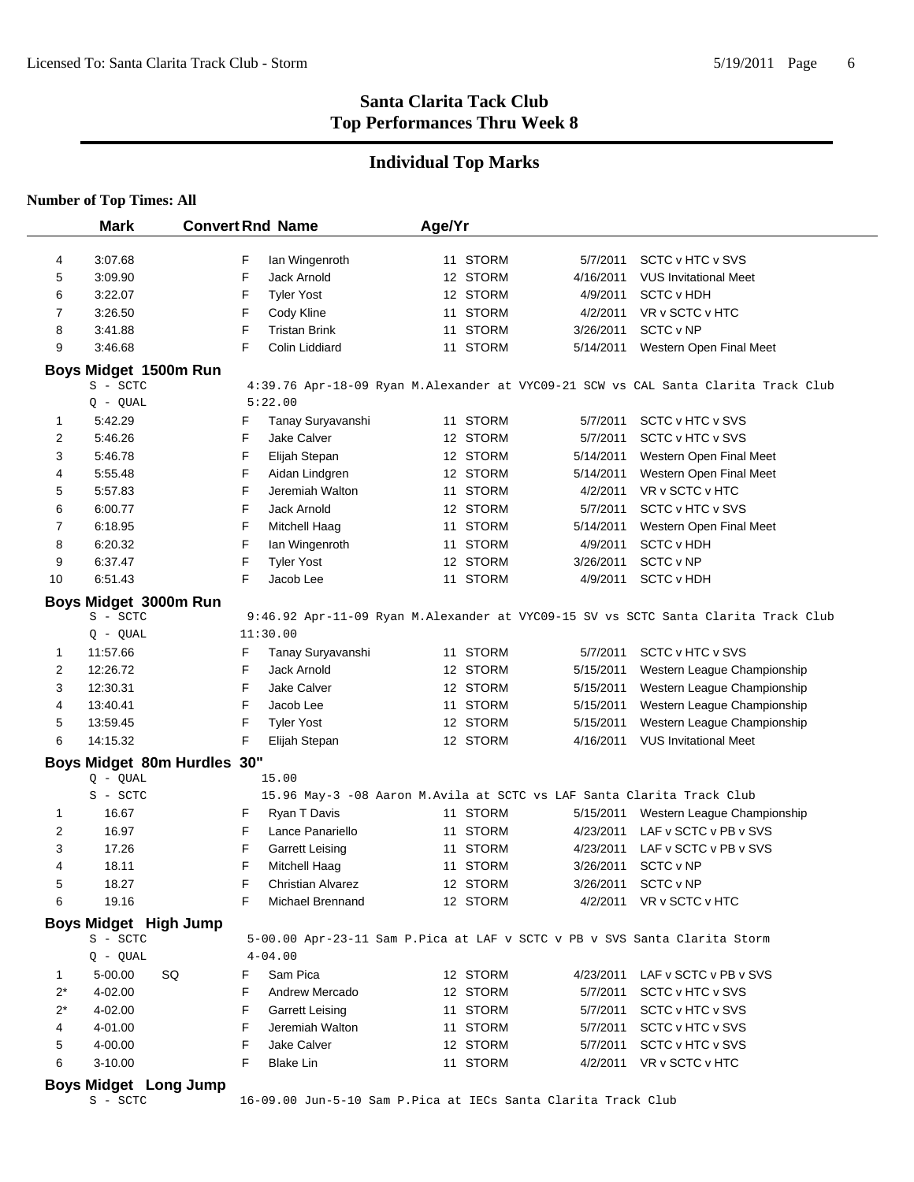## Santa Clarita Tack Club
## Top Performances Thru Week 8

### Individual Top Marks

**Number of Top Times: All**

| | Mark | Convert | Rnd | Name | Age/Yr | Team | Date | Meet |
|---|---|---|---|---|---|---|---|---|
| 4 | 3:07.68 | | F | Ian Wingenroth | 11 | STORM | 5/7/2011 | SCTC v HTC v SVS |
| 5 | 3:09.90 | | F | Jack Arnold | 12 | STORM | 4/16/2011 | VUS Invitational Meet |
| 6 | 3:22.07 | | F | Tyler Yost | 12 | STORM | 4/9/2011 | SCTC v HDH |
| 7 | 3:26.50 | | F | Cody Kline | 11 | STORM | 4/2/2011 | VR v SCTC v HTC |
| 8 | 3:41.88 | | F | Tristan Brink | 11 | STORM | 3/26/2011 | SCTC v NP |
| 9 | 3:46.68 | | F | Colin Liddiard | 11 | STORM | 5/14/2011 | Western Open Final Meet |

**Boys Midget 1500m Run**

S - SCTC 4:39.76 Apr-18-09 Ryan M.Alexander at VYC09-21 SCW vs CAL Santa Clarita Track Club
Q - QUAL 5:22.00

| | Mark | Convert | Rnd | Name | Age/Yr | Team | Date | Meet |
|---|---|---|---|---|---|---|---|---|
| 1 | 5:42.29 | | F | Tanay Suryavanshi | 11 | STORM | 5/7/2011 | SCTC v HTC v SVS |
| 2 | 5:46.26 | | F | Jake Calver | 12 | STORM | 5/7/2011 | SCTC v HTC v SVS |
| 3 | 5:46.78 | | F | Elijah Stepan | 12 | STORM | 5/14/2011 | Western Open Final Meet |
| 4 | 5:55.48 | | F | Aidan Lindgren | 12 | STORM | 5/14/2011 | Western Open Final Meet |
| 5 | 5:57.83 | | F | Jeremiah Walton | 11 | STORM | 4/2/2011 | VR v SCTC v HTC |
| 6 | 6:00.77 | | F | Jack Arnold | 12 | STORM | 5/7/2011 | SCTC v HTC v SVS |
| 7 | 6:18.95 | | F | Mitchell Haag | 11 | STORM | 5/14/2011 | Western Open Final Meet |
| 8 | 6:20.32 | | F | Ian Wingenroth | 11 | STORM | 4/9/2011 | SCTC v HDH |
| 9 | 6:37.47 | | F | Tyler Yost | 12 | STORM | 3/26/2011 | SCTC v NP |
| 10 | 6:51.43 | | F | Jacob Lee | 11 | STORM | 4/9/2011 | SCTC v HDH |

**Boys Midget 3000m Run**

S - SCTC 9:46.92 Apr-11-09 Ryan M.Alexander at VYC09-15 SV vs SCTC Santa Clarita Track Club
Q - QUAL 11:30.00

| | Mark | Convert | Rnd | Name | Age/Yr | Team | Date | Meet |
|---|---|---|---|---|---|---|---|---|
| 1 | 11:57.66 | | F | Tanay Suryavanshi | 11 | STORM | 5/7/2011 | SCTC v HTC v SVS |
| 2 | 12:26.72 | | F | Jack Arnold | 12 | STORM | 5/15/2011 | Western League Championship |
| 3 | 12:30.31 | | F | Jake Calver | 12 | STORM | 5/15/2011 | Western League Championship |
| 4 | 13:40.41 | | F | Jacob Lee | 11 | STORM | 5/15/2011 | Western League Championship |
| 5 | 13:59.45 | | F | Tyler Yost | 12 | STORM | 5/15/2011 | Western League Championship |
| 6 | 14:15.32 | | F | Elijah Stepan | 12 | STORM | 4/16/2011 | VUS Invitational Meet |

**Boys Midget 80m Hurdles 30"**

Q - QUAL 15.00
S - SCTC 15.96 May-3 -08 Aaron M.Avila at SCTC vs LAF Santa Clarita Track Club

| | Mark | Convert | Rnd | Name | Age/Yr | Team | Date | Meet |
|---|---|---|---|---|---|---|---|---|
| 1 | 16.67 | | F | Ryan T Davis | 11 | STORM | 5/15/2011 | Western League Championship |
| 2 | 16.97 | | F | Lance Panariello | 11 | STORM | 4/23/2011 | LAF v SCTC v PB v SVS |
| 3 | 17.26 | | F | Garrett Leising | 11 | STORM | 4/23/2011 | LAF v SCTC v PB v SVS |
| 4 | 18.11 | | F | Mitchell Haag | 11 | STORM | 3/26/2011 | SCTC v NP |
| 5 | 18.27 | | F | Christian Alvarez | 12 | STORM | 3/26/2011 | SCTC v NP |
| 6 | 19.16 | | F | Michael Brennand | 12 | STORM | 4/2/2011 | VR v SCTC v HTC |

**Boys Midget High Jump**

S - SCTC 5-00.00 Apr-23-11 Sam P.Pica at LAF v SCTC v PB v SVS Santa Clarita Storm
Q - QUAL 4-04.00

| | Mark | Convert | Rnd | Name | Age/Yr | Team | Date | Meet |
|---|---|---|---|---|---|---|---|---|
| 1 | 5-00.00 | SQ | F | Sam Pica | 12 | STORM | 4/23/2011 | LAF v SCTC v PB v SVS |
| 2* | 4-02.00 | | F | Andrew Mercado | 12 | STORM | 5/7/2011 | SCTC v HTC v SVS |
| 2* | 4-02.00 | | F | Garrett Leising | 11 | STORM | 5/7/2011 | SCTC v HTC v SVS |
| 4 | 4-01.00 | | F | Jeremiah Walton | 11 | STORM | 5/7/2011 | SCTC v HTC v SVS |
| 5 | 4-00.00 | | F | Jake Calver | 12 | STORM | 5/7/2011 | SCTC v HTC v SVS |
| 6 | 3-10.00 | | F | Blake Lin | 11 | STORM | 4/2/2011 | VR v SCTC v HTC |

**Boys Midget Long Jump**

S - SCTC 16-09.00 Jun-5-10 Sam P.Pica at IECs Santa Clarita Track Club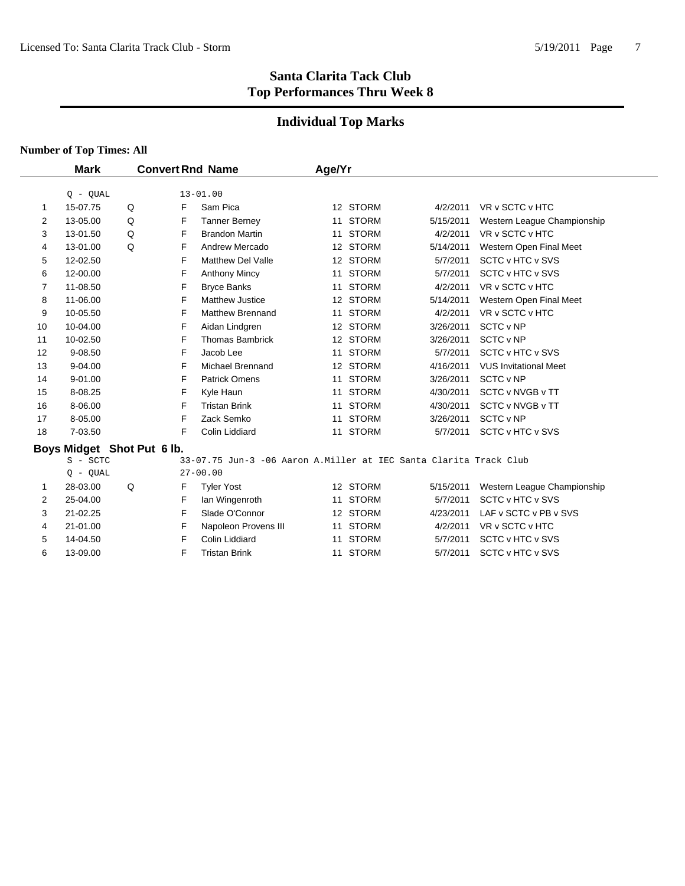# Santa Clarita Tack Club
# Top Performances Thru Week 8

## Individual Top Marks

**Number of Top Times: All**

| | Mark | Convert | Rnd | Name | Age/Yr | | Date | Meet |
|---|---|---|---|---|---|---|---|---|
| | Q - QUAL | | 13-01.00 | | | | | |
| 1 | 15-07.75 | Q | F | Sam Pica | 12 | STORM | 4/2/2011 | VR v SCTC v HTC |
| 2 | 13-05.00 | Q | F | Tanner Berney | 11 | STORM | 5/15/2011 | Western League Championship |
| 3 | 13-01.50 | Q | F | Brandon Martin | 11 | STORM | 4/2/2011 | VR v SCTC v HTC |
| 4 | 13-01.00 | Q | F | Andrew Mercado | 12 | STORM | 5/14/2011 | Western Open Final Meet |
| 5 | 12-02.50 | | F | Matthew Del Valle | 12 | STORM | 5/7/2011 | SCTC v HTC v SVS |
| 6 | 12-00.00 | | F | Anthony Mincy | 11 | STORM | 5/7/2011 | SCTC v HTC v SVS |
| 7 | 11-08.50 | | F | Bryce Banks | 11 | STORM | 4/2/2011 | VR v SCTC v HTC |
| 8 | 11-06.00 | | F | Matthew Justice | 12 | STORM | 5/14/2011 | Western Open Final Meet |
| 9 | 10-05.50 | | F | Matthew Brennand | 11 | STORM | 4/2/2011 | VR v SCTC v HTC |
| 10 | 10-04.00 | | F | Aidan Lindgren | 12 | STORM | 3/26/2011 | SCTC v NP |
| 11 | 10-02.50 | | F | Thomas Bambrick | 12 | STORM | 3/26/2011 | SCTC v NP |
| 12 | 9-08.50 | | F | Jacob Lee | 11 | STORM | 5/7/2011 | SCTC v HTC v SVS |
| 13 | 9-04.00 | | F | Michael Brennand | 12 | STORM | 4/16/2011 | VUS Invitational Meet |
| 14 | 9-01.00 | | F | Patrick Omens | 11 | STORM | 3/26/2011 | SCTC v NP |
| 15 | 8-08.25 | | F | Kyle Haun | 11 | STORM | 4/30/2011 | SCTC v NVGB v TT |
| 16 | 8-06.00 | | F | Tristan Brink | 11 | STORM | 4/30/2011 | SCTC v NVGB v TT |
| 17 | 8-05.00 | | F | Zack Semko | 11 | STORM | 3/26/2011 | SCTC v NP |
| 18 | 7-03.50 | | F | Colin Liddiard | 11 | STORM | 5/7/2011 | SCTC v HTC v SVS |

**Boys Midget Shot Put 6 lb.**

S - SCTC: 33-07.75 Jun-3 -06 Aaron A.Miller at IEC Santa Clarita Track Club

| | Mark | Convert | Rnd | Name | Age/Yr | | Date | Meet |
|---|---|---|---|---|---|---|---|---|
| | Q - QUAL | | 27-00.00 | | | | | |
| 1 | 28-03.00 | Q | F | Tyler Yost | 12 | STORM | 5/15/2011 | Western League Championship |
| 2 | 25-04.00 | | F | Ian Wingenroth | 11 | STORM | 5/7/2011 | SCTC v HTC v SVS |
| 3 | 21-02.25 | | F | Slade O'Connor | 12 | STORM | 4/23/2011 | LAF v SCTC v PB v SVS |
| 4 | 21-01.00 | | F | Napoleon Provens III | 11 | STORM | 4/2/2011 | VR v SCTC v HTC |
| 5 | 14-04.50 | | F | Colin Liddiard | 11 | STORM | 5/7/2011 | SCTC v HTC v SVS |
| 6 | 13-09.00 | | F | Tristan Brink | 11 | STORM | 5/7/2011 | SCTC v HTC v SVS |